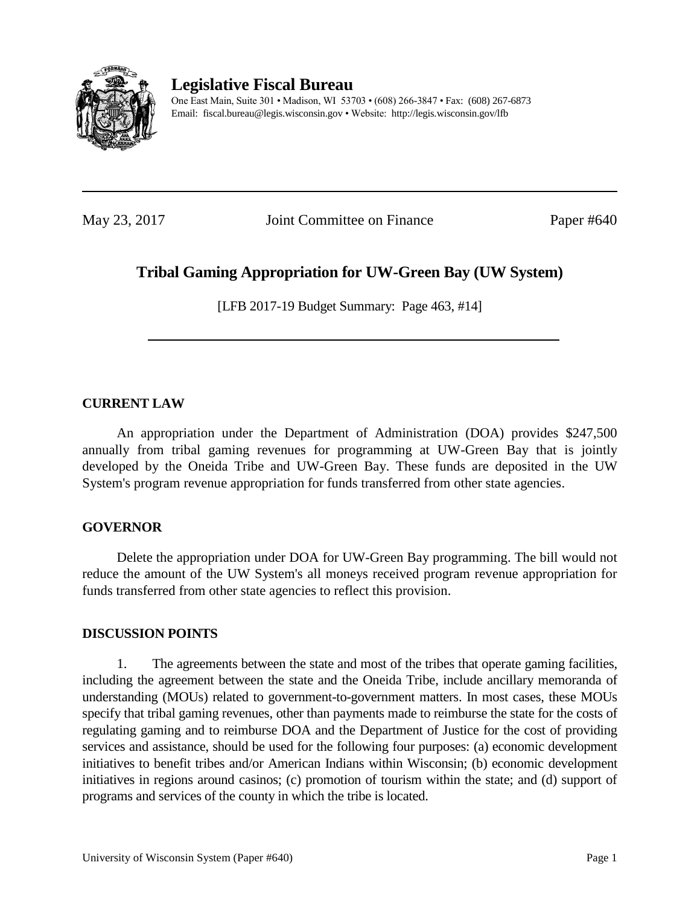**Legislative Fiscal Bureau**

One East Main, Suite 301 • Madison, WI 53703 • (608) 266-3847 • Fax: (608) 267-6873
Email: fiscal.bureau@legis.wisconsin.gov • Website: http://legis.wisconsin.gov/lfb

---

May 23, 2017 Joint Committee on Finance Paper #640

# Tribal Gaming Appropriation for UW-Green Bay (UW System)

[LFB 2017-19 Budget Summary: Page 463, #14]

---

## CURRENT LAW

An appropriation under the Department of Administration (DOA) provides $247,500 annually from tribal gaming revenues for programming at UW-Green Bay that is jointly developed by the Oneida Tribe and UW-Green Bay. These funds are deposited in the UW System's program revenue appropriation for funds transferred from other state agencies.

## GOVERNOR

Delete the appropriation under DOA for UW-Green Bay programming. The bill would not reduce the amount of the UW System's all moneys received program revenue appropriation for funds transferred from other state agencies to reflect this provision.

## DISCUSSION POINTS

1. The agreements between the state and most of the tribes that operate gaming facilities, including the agreement between the state and the Oneida Tribe, include ancillary memoranda of understanding (MOUs) related to government-to-government matters. In most cases, these MOUs specify that tribal gaming revenues, other than payments made to reimburse the state for the costs of regulating gaming and to reimburse DOA and the Department of Justice for the cost of providing services and assistance, should be used for the following four purposes: (a) economic development initiatives to benefit tribes and/or American Indians within Wisconsin; (b) economic development initiatives in regions around casinos; (c) promotion of tourism within the state; and (d) support of programs and services of the county in which the tribe is located.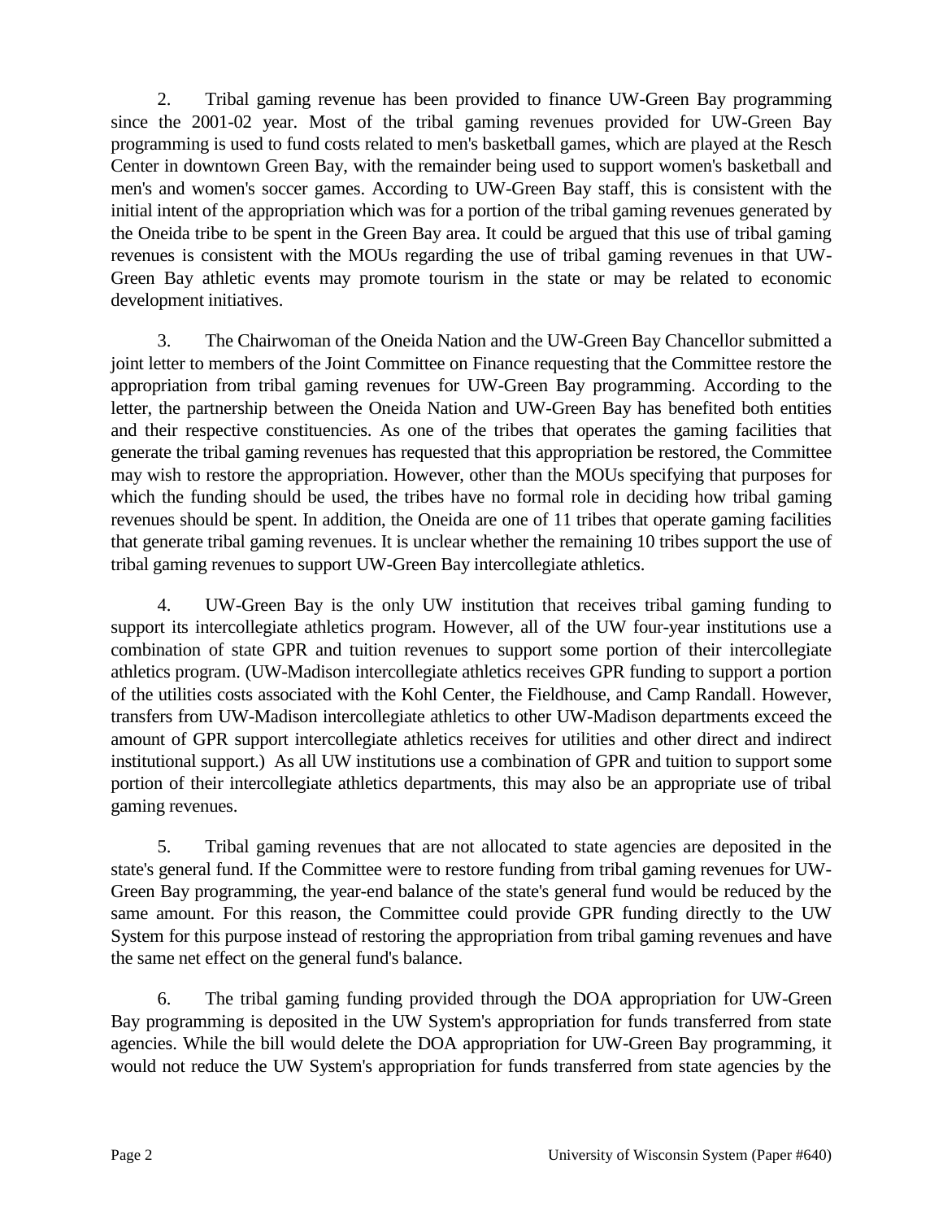2. Tribal gaming revenue has been provided to finance UW-Green Bay programming since the 2001-02 year. Most of the tribal gaming revenues provided for UW-Green Bay programming is used to fund costs related to men's basketball games, which are played at the Resch Center in downtown Green Bay, with the remainder being used to support women's basketball and men's and women's soccer games. According to UW-Green Bay staff, this is consistent with the initial intent of the appropriation which was for a portion of the tribal gaming revenues generated by the Oneida tribe to be spent in the Green Bay area. It could be argued that this use of tribal gaming revenues is consistent with the MOUs regarding the use of tribal gaming revenues in that UW-Green Bay athletic events may promote tourism in the state or may be related to economic development initiatives.

3. The Chairwoman of the Oneida Nation and the UW-Green Bay Chancellor submitted a joint letter to members of the Joint Committee on Finance requesting that the Committee restore the appropriation from tribal gaming revenues for UW-Green Bay programming. According to the letter, the partnership between the Oneida Nation and UW-Green Bay has benefited both entities and their respective constituencies. As one of the tribes that operates the gaming facilities that generate the tribal gaming revenues has requested that this appropriation be restored, the Committee may wish to restore the appropriation. However, other than the MOUs specifying that purposes for which the funding should be used, the tribes have no formal role in deciding how tribal gaming revenues should be spent. In addition, the Oneida are one of 11 tribes that operate gaming facilities that generate tribal gaming revenues. It is unclear whether the remaining 10 tribes support the use of tribal gaming revenues to support UW-Green Bay intercollegiate athletics.

4. UW-Green Bay is the only UW institution that receives tribal gaming funding to support its intercollegiate athletics program. However, all of the UW four-year institutions use a combination of state GPR and tuition revenues to support some portion of their intercollegiate athletics program. (UW-Madison intercollegiate athletics receives GPR funding to support a portion of the utilities costs associated with the Kohl Center, the Fieldhouse, and Camp Randall. However, transfers from UW-Madison intercollegiate athletics to other UW-Madison departments exceed the amount of GPR support intercollegiate athletics receives for utilities and other direct and indirect institutional support.) As all UW institutions use a combination of GPR and tuition to support some portion of their intercollegiate athletics departments, this may also be an appropriate use of tribal gaming revenues.

5. Tribal gaming revenues that are not allocated to state agencies are deposited in the state's general fund. If the Committee were to restore funding from tribal gaming revenues for UW-Green Bay programming, the year-end balance of the state's general fund would be reduced by the same amount. For this reason, the Committee could provide GPR funding directly to the UW System for this purpose instead of restoring the appropriation from tribal gaming revenues and have the same net effect on the general fund's balance.

6. The tribal gaming funding provided through the DOA appropriation for UW-Green Bay programming is deposited in the UW System's appropriation for funds transferred from state agencies. While the bill would delete the DOA appropriation for UW-Green Bay programming, it would not reduce the UW System's appropriation for funds transferred from state agencies by the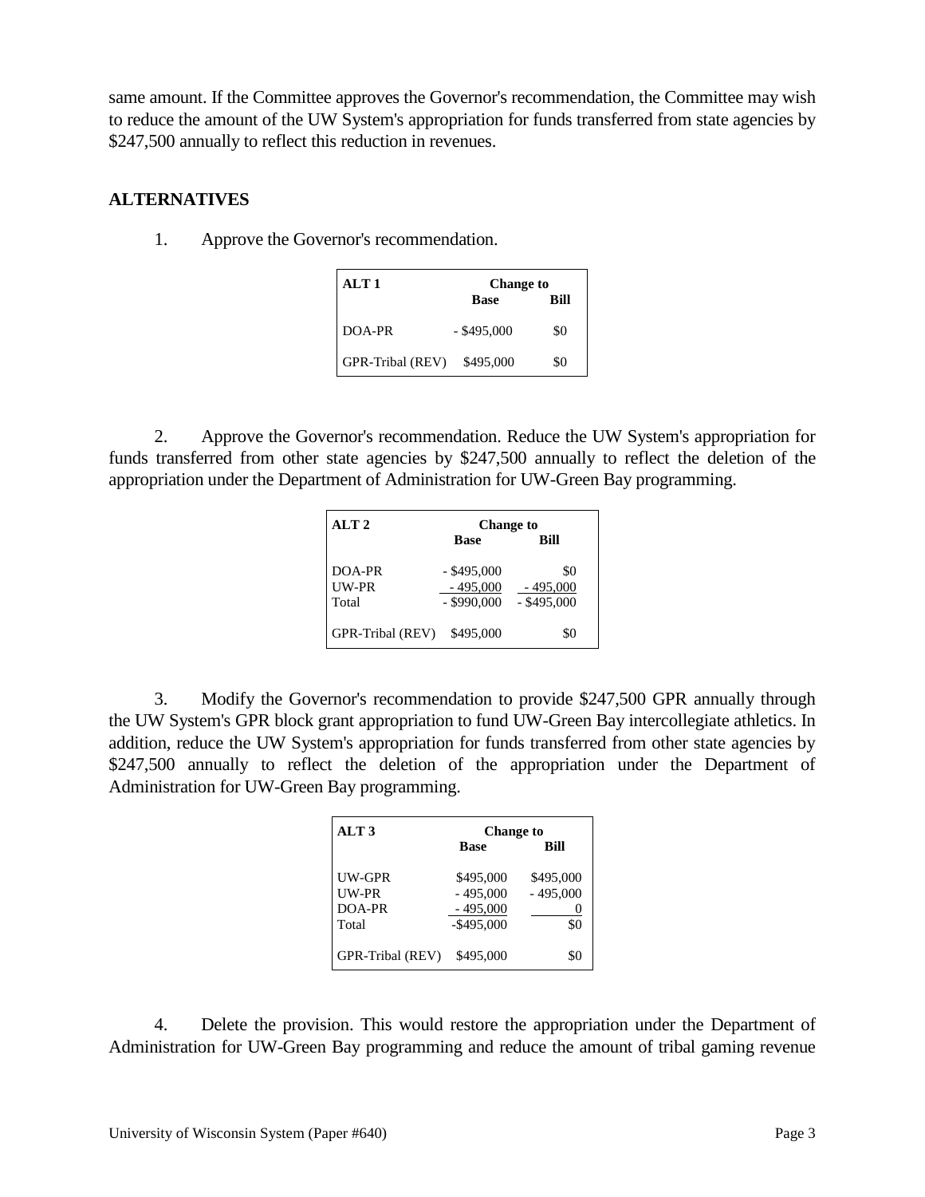same amount. If the Committee approves the Governor's recommendation, the Committee may wish to reduce the amount of the UW System's appropriation for funds transferred from state agencies by $247,500 annually to reflect this reduction in revenues.

## ALTERNATIVES

1. Approve the Governor's recommendation.

| ALT 1 | Change to Base | Change to Bill |
|---|---|---|
| DOA-PR | - $495,000 | $0 |
| GPR-Tribal (REV) | $495,000 | $0 |

2. Approve the Governor's recommendation. Reduce the UW System's appropriation for funds transferred from other state agencies by $247,500 annually to reflect the deletion of the appropriation under the Department of Administration for UW-Green Bay programming.

| ALT 2 | Change to Base | Change to Bill |
|---|---|---|
| DOA-PR | - $495,000 | $0 |
| UW-PR | - 495,000 | - 495,000 |
| Total | - $990,000 | - $495,000 |
| GPR-Tribal (REV) | $495,000 | $0 |

3. Modify the Governor's recommendation to provide $247,500 GPR annually through the UW System's GPR block grant appropriation to fund UW-Green Bay intercollegiate athletics. In addition, reduce the UW System's appropriation for funds transferred from other state agencies by $247,500 annually to reflect the deletion of the appropriation under the Department of Administration for UW-Green Bay programming.

| ALT 3 | Change to Base | Change to Bill |
|---|---|---|
| UW-GPR | $495,000 | $495,000 |
| UW-PR | - 495,000 | - 495,000 |
| DOA-PR | - 495,000 | 0 |
| Total | -$495,000 | $0 |
| GPR-Tribal (REV) | $495,000 | $0 |

4. Delete the provision. This would restore the appropriation under the Department of Administration for UW-Green Bay programming and reduce the amount of tribal gaming revenue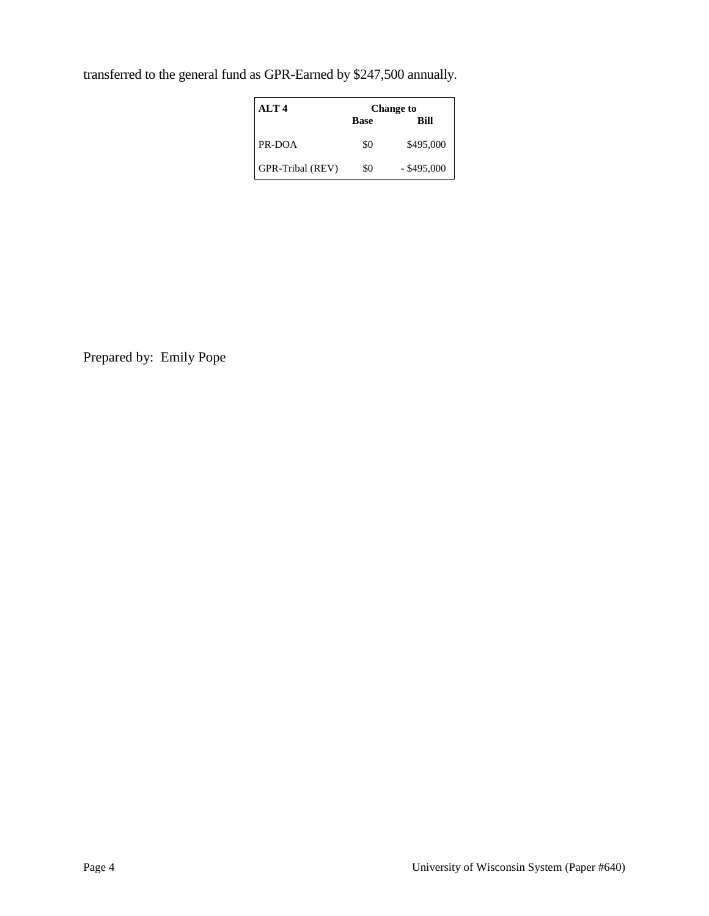transferred to the general fund as GPR-Earned by $247,500 annually.

| ALT 4 | Change to Base | Change to Bill |
|---|---|---|
| PR-DOA | $0 | $495,000 |
| GPR-Tribal (REV) | $0 | - $495,000 |

Prepared by: Emily Pope